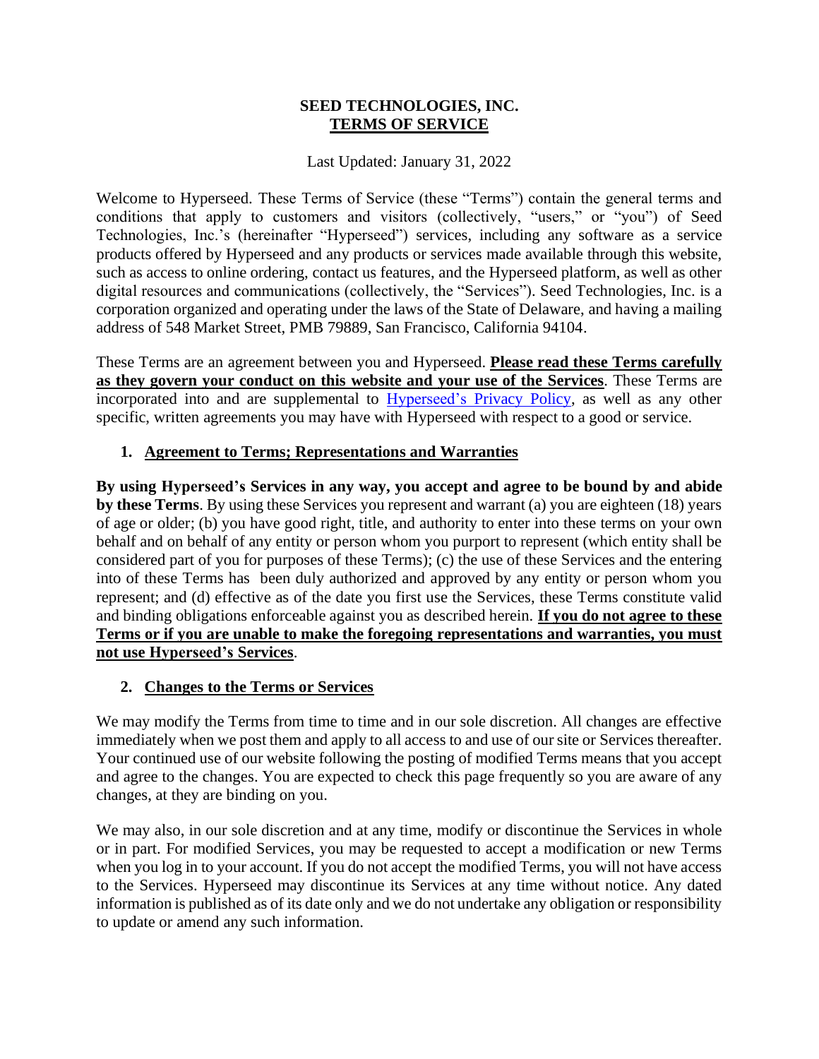# SEED TECHNOLOGIES, INC.
## TERMS OF SERVICE

Last Updated: January 31, 2022

Welcome to Hyperseed. These Terms of Service (these "Terms") contain the general terms and conditions that apply to customers and visitors (collectively, "users," or "you") of Seed Technologies, Inc.'s (hereinafter "Hyperseed") services, including any software as a service products offered by Hyperseed and any products or services made available through this website, such as access to online ordering, contact us features, and the Hyperseed platform, as well as other digital resources and communications (collectively, the "Services"). Seed Technologies, Inc. is a corporation organized and operating under the laws of the State of Delaware, and having a mailing address of 548 Market Street, PMB 79889, San Francisco, California 94104.

These Terms are an agreement between you and Hyperseed. **Please read these Terms carefully as they govern your conduct on this website and your use of the Services**. These Terms are incorporated into and are supplemental to [Hyperseed's Privacy Policy](), as well as any other specific, written agreements you may have with Hyperseed with respect to a good or service.

### 1. Agreement to Terms; Representations and Warranties

**By using Hyperseed's Services in any way, you accept and agree to be bound by and abide by these Terms**. By using these Services you represent and warrant (a) you are eighteen (18) years of age or older; (b) you have good right, title, and authority to enter into these terms on your own behalf and on behalf of any entity or person whom you purport to represent (which entity shall be considered part of you for purposes of these Terms); (c) the use of these Services and the entering into of these Terms has been duly authorized and approved by any entity or person whom you represent; and (d) effective as of the date you first use the Services, these Terms constitute valid and binding obligations enforceable against you as described herein. **If you do not agree to these Terms or if you are unable to make the foregoing representations and warranties, you must not use Hyperseed's Services**.

### 2. Changes to the Terms or Services

We may modify the Terms from time to time and in our sole discretion. All changes are effective immediately when we post them and apply to all access to and use of our site or Services thereafter. Your continued use of our website following the posting of modified Terms means that you accept and agree to the changes. You are expected to check this page frequently so you are aware of any changes, at they are binding on you.

We may also, in our sole discretion and at any time, modify or discontinue the Services in whole or in part. For modified Services, you may be requested to accept a modification or new Terms when you log in to your account. If you do not accept the modified Terms, you will not have access to the Services. Hyperseed may discontinue its Services at any time without notice. Any dated information is published as of its date only and we do not undertake any obligation or responsibility to update or amend any such information.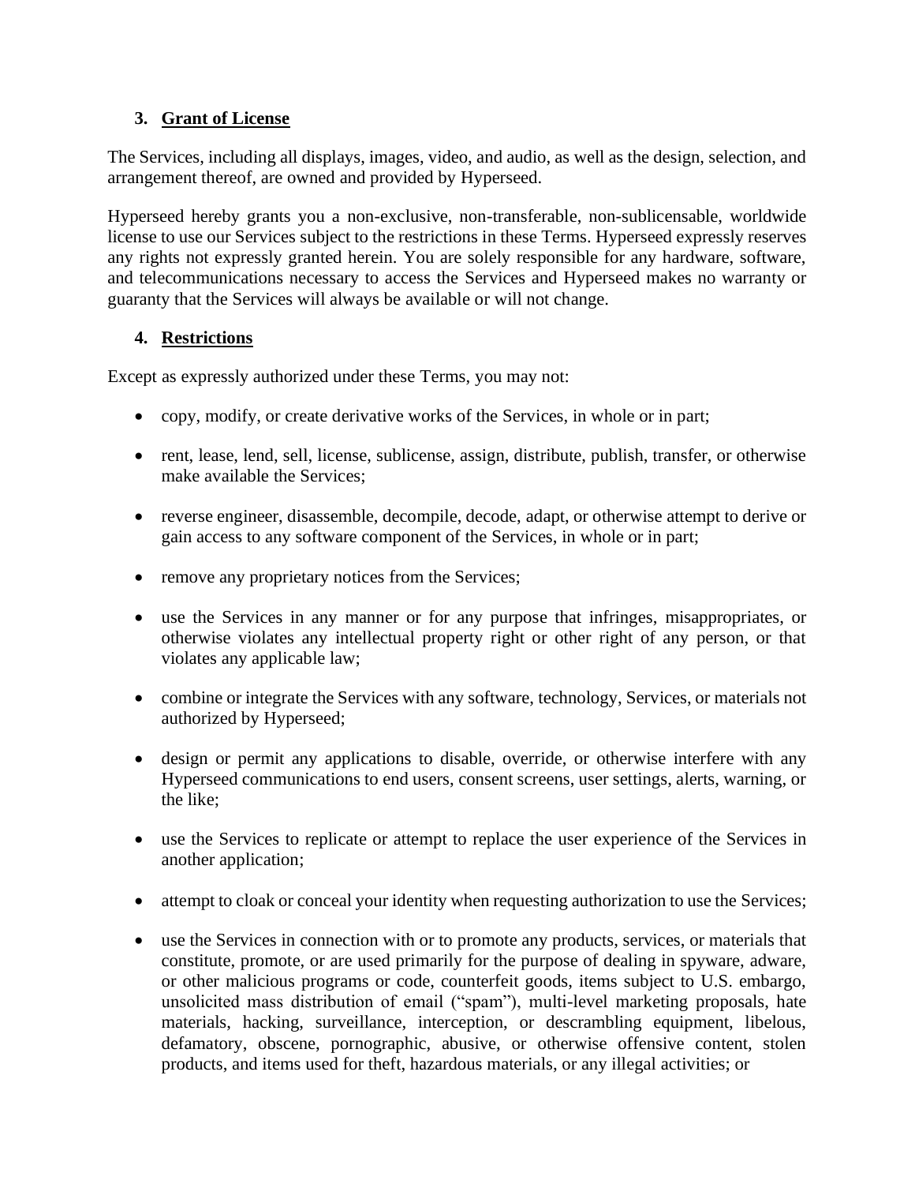## 3. Grant of License

The Services, including all displays, images, video, and audio, as well as the design, selection, and arrangement thereof, are owned and provided by Hyperseed.

Hyperseed hereby grants you a non-exclusive, non-transferable, non-sublicensable, worldwide license to use our Services subject to the restrictions in these Terms. Hyperseed expressly reserves any rights not expressly granted herein. You are solely responsible for any hardware, software, and telecommunications necessary to access the Services and Hyperseed makes no warranty or guaranty that the Services will always be available or will not change.

## 4. Restrictions

Except as expressly authorized under these Terms, you may not:

- copy, modify, or create derivative works of the Services, in whole or in part;
- rent, lease, lend, sell, license, sublicense, assign, distribute, publish, transfer, or otherwise make available the Services;
- reverse engineer, disassemble, decompile, decode, adapt, or otherwise attempt to derive or gain access to any software component of the Services, in whole or in part;
- remove any proprietary notices from the Services;
- use the Services in any manner or for any purpose that infringes, misappropriates, or otherwise violates any intellectual property right or other right of any person, or that violates any applicable law;
- combine or integrate the Services with any software, technology, Services, or materials not authorized by Hyperseed;
- design or permit any applications to disable, override, or otherwise interfere with any Hyperseed communications to end users, consent screens, user settings, alerts, warning, or the like;
- use the Services to replicate or attempt to replace the user experience of the Services in another application;
- attempt to cloak or conceal your identity when requesting authorization to use the Services;
- use the Services in connection with or to promote any products, services, or materials that constitute, promote, or are used primarily for the purpose of dealing in spyware, adware, or other malicious programs or code, counterfeit goods, items subject to U.S. embargo, unsolicited mass distribution of email ("spam"), multi-level marketing proposals, hate materials, hacking, surveillance, interception, or descrambling equipment, libelous, defamatory, obscene, pornographic, abusive, or otherwise offensive content, stolen products, and items used for theft, hazardous materials, or any illegal activities; or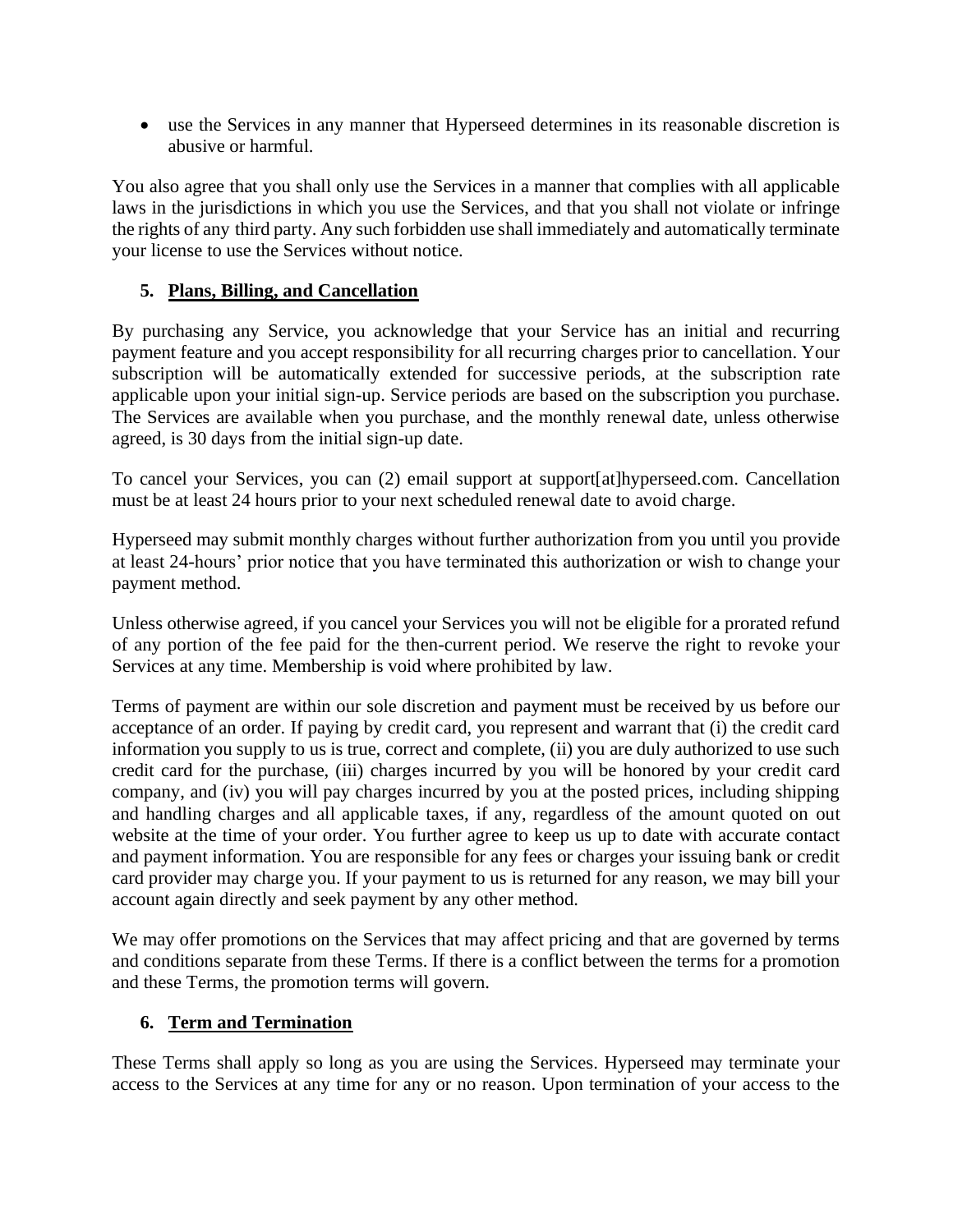- use the Services in any manner that Hyperseed determines in its reasonable discretion is abusive or harmful.

You also agree that you shall only use the Services in a manner that complies with all applicable laws in the jurisdictions in which you use the Services, and that you shall not violate or infringe the rights of any third party. Any such forbidden use shall immediately and automatically terminate your license to use the Services without notice.

## 5. Plans, Billing, and Cancellation

By purchasing any Service, you acknowledge that your Service has an initial and recurring payment feature and you accept responsibility for all recurring charges prior to cancellation. Your subscription will be automatically extended for successive periods, at the subscription rate applicable upon your initial sign-up. Service periods are based on the subscription you purchase. The Services are available when you purchase, and the monthly renewal date, unless otherwise agreed, is 30 days from the initial sign-up date.

To cancel your Services, you can (2) email support at support[at]hyperseed.com. Cancellation must be at least 24 hours prior to your next scheduled renewal date to avoid charge.

Hyperseed may submit monthly charges without further authorization from you until you provide at least 24-hours' prior notice that you have terminated this authorization or wish to change your payment method.

Unless otherwise agreed, if you cancel your Services you will not be eligible for a prorated refund of any portion of the fee paid for the then-current period. We reserve the right to revoke your Services at any time. Membership is void where prohibited by law.

Terms of payment are within our sole discretion and payment must be received by us before our acceptance of an order. If paying by credit card, you represent and warrant that (i) the credit card information you supply to us is true, correct and complete, (ii) you are duly authorized to use such credit card for the purchase, (iii) charges incurred by you will be honored by your credit card company, and (iv) you will pay charges incurred by you at the posted prices, including shipping and handling charges and all applicable taxes, if any, regardless of the amount quoted on out website at the time of your order. You further agree to keep us up to date with accurate contact and payment information. You are responsible for any fees or charges your issuing bank or credit card provider may charge you. If your payment to us is returned for any reason, we may bill your account again directly and seek payment by any other method.

We may offer promotions on the Services that may affect pricing and that are governed by terms and conditions separate from these Terms. If there is a conflict between the terms for a promotion and these Terms, the promotion terms will govern.

## 6. Term and Termination

These Terms shall apply so long as you are using the Services. Hyperseed may terminate your access to the Services at any time for any or no reason. Upon termination of your access to the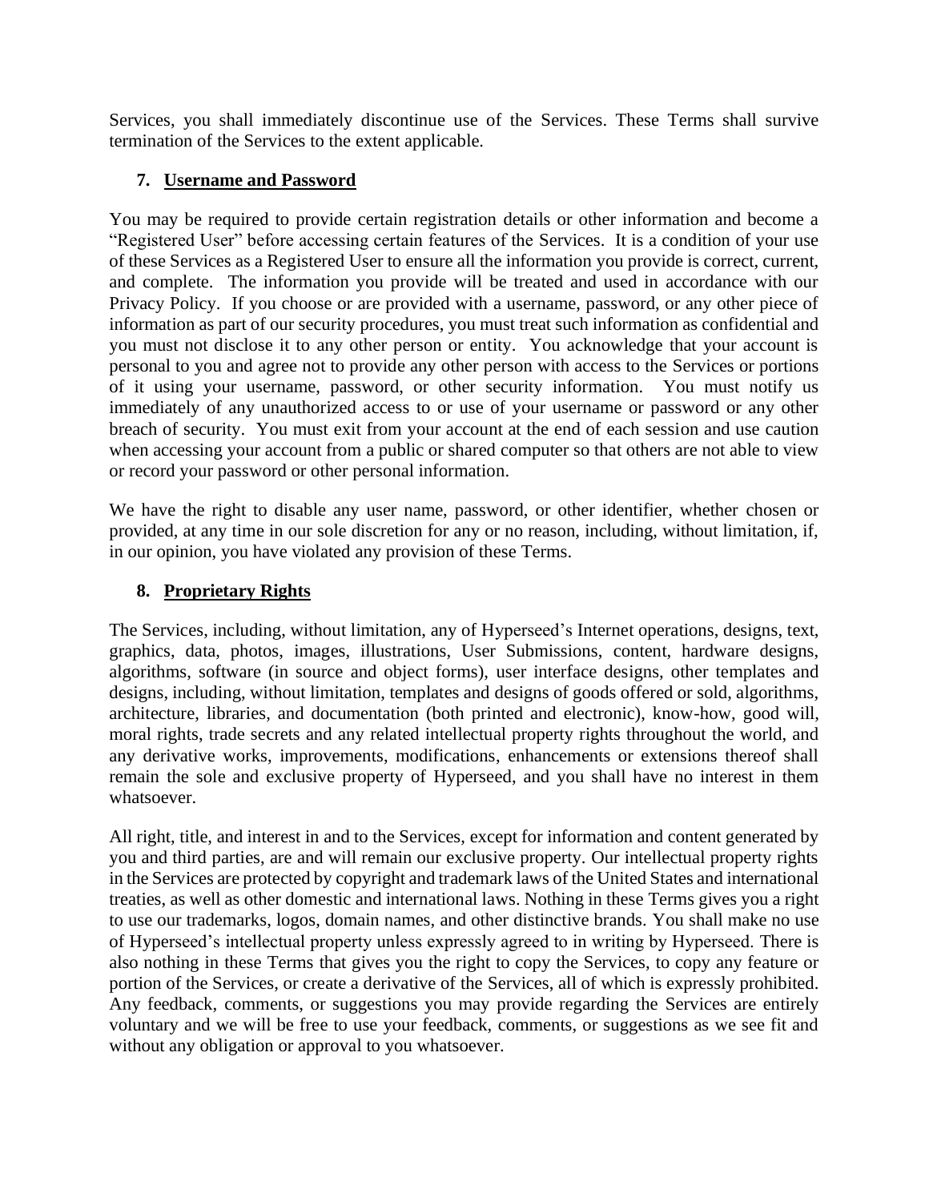Services, you shall immediately discontinue use of the Services. These Terms shall survive termination of the Services to the extent applicable.

## 7. Username and Password

You may be required to provide certain registration details or other information and become a "Registered User" before accessing certain features of the Services. It is a condition of your use of these Services as a Registered User to ensure all the information you provide is correct, current, and complete. The information you provide will be treated and used in accordance with our Privacy Policy. If you choose or are provided with a username, password, or any other piece of information as part of our security procedures, you must treat such information as confidential and you must not disclose it to any other person or entity. You acknowledge that your account is personal to you and agree not to provide any other person with access to the Services or portions of it using your username, password, or other security information. You must notify us immediately of any unauthorized access to or use of your username or password or any other breach of security. You must exit from your account at the end of each session and use caution when accessing your account from a public or shared computer so that others are not able to view or record your password or other personal information.

We have the right to disable any user name, password, or other identifier, whether chosen or provided, at any time in our sole discretion for any or no reason, including, without limitation, if, in our opinion, you have violated any provision of these Terms.

## 8. Proprietary Rights

The Services, including, without limitation, any of Hyperseed's Internet operations, designs, text, graphics, data, photos, images, illustrations, User Submissions, content, hardware designs, algorithms, software (in source and object forms), user interface designs, other templates and designs, including, without limitation, templates and designs of goods offered or sold, algorithms, architecture, libraries, and documentation (both printed and electronic), know-how, good will, moral rights, trade secrets and any related intellectual property rights throughout the world, and any derivative works, improvements, modifications, enhancements or extensions thereof shall remain the sole and exclusive property of Hyperseed, and you shall have no interest in them whatsoever.

All right, title, and interest in and to the Services, except for information and content generated by you and third parties, are and will remain our exclusive property. Our intellectual property rights in the Services are protected by copyright and trademark laws of the United States and international treaties, as well as other domestic and international laws. Nothing in these Terms gives you a right to use our trademarks, logos, domain names, and other distinctive brands. You shall make no use of Hyperseed's intellectual property unless expressly agreed to in writing by Hyperseed. There is also nothing in these Terms that gives you the right to copy the Services, to copy any feature or portion of the Services, or create a derivative of the Services, all of which is expressly prohibited. Any feedback, comments, or suggestions you may provide regarding the Services are entirely voluntary and we will be free to use your feedback, comments, or suggestions as we see fit and without any obligation or approval to you whatsoever.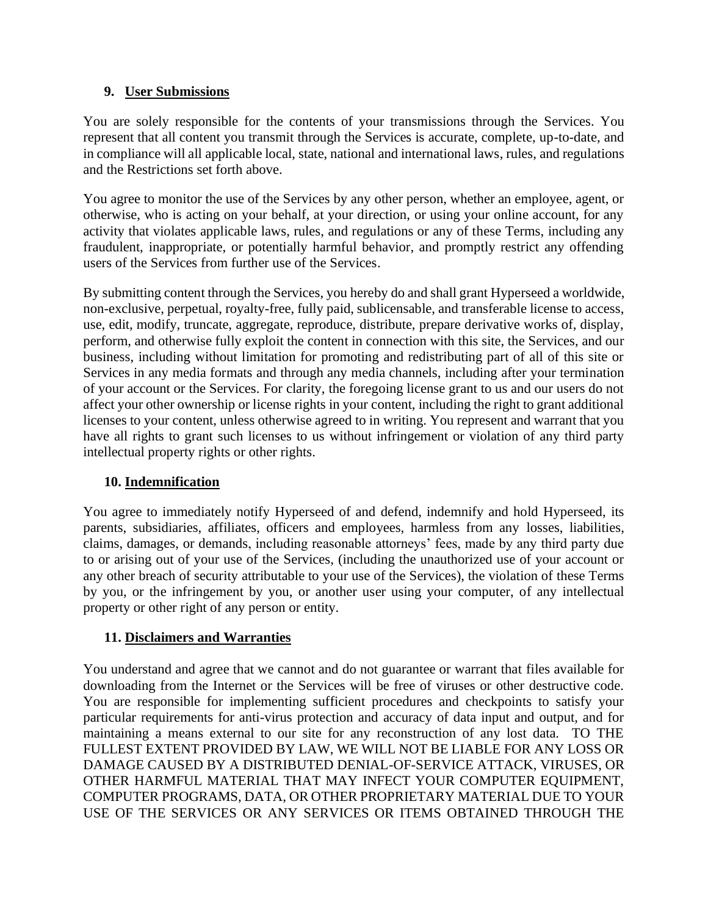## 9. User Submissions

You are solely responsible for the contents of your transmissions through the Services. You represent that all content you transmit through the Services is accurate, complete, up-to-date, and in compliance will all applicable local, state, national and international laws, rules, and regulations and the Restrictions set forth above.

You agree to monitor the use of the Services by any other person, whether an employee, agent, or otherwise, who is acting on your behalf, at your direction, or using your online account, for any activity that violates applicable laws, rules, and regulations or any of these Terms, including any fraudulent, inappropriate, or potentially harmful behavior, and promptly restrict any offending users of the Services from further use of the Services.

By submitting content through the Services, you hereby do and shall grant Hyperseed a worldwide, non-exclusive, perpetual, royalty-free, fully paid, sublicensable, and transferable license to access, use, edit, modify, truncate, aggregate, reproduce, distribute, prepare derivative works of, display, perform, and otherwise fully exploit the content in connection with this site, the Services, and our business, including without limitation for promoting and redistributing part of all of this site or Services in any media formats and through any media channels, including after your termination of your account or the Services. For clarity, the foregoing license grant to us and our users do not affect your other ownership or license rights in your content, including the right to grant additional licenses to your content, unless otherwise agreed to in writing. You represent and warrant that you have all rights to grant such licenses to us without infringement or violation of any third party intellectual property rights or other rights.

## 10. Indemnification

You agree to immediately notify Hyperseed of and defend, indemnify and hold Hyperseed, its parents, subsidiaries, affiliates, officers and employees, harmless from any losses, liabilities, claims, damages, or demands, including reasonable attorneys' fees, made by any third party due to or arising out of your use of the Services, (including the unauthorized use of your account or any other breach of security attributable to your use of the Services), the violation of these Terms by you, or the infringement by you, or another user using your computer, of any intellectual property or other right of any person or entity.

## 11. Disclaimers and Warranties

You understand and agree that we cannot and do not guarantee or warrant that files available for downloading from the Internet or the Services will be free of viruses or other destructive code. You are responsible for implementing sufficient procedures and checkpoints to satisfy your particular requirements for anti-virus protection and accuracy of data input and output, and for maintaining a means external to our site for any reconstruction of any lost data. TO THE FULLEST EXTENT PROVIDED BY LAW, WE WILL NOT BE LIABLE FOR ANY LOSS OR DAMAGE CAUSED BY A DISTRIBUTED DENIAL-OF-SERVICE ATTACK, VIRUSES, OR OTHER HARMFUL MATERIAL THAT MAY INFECT YOUR COMPUTER EQUIPMENT, COMPUTER PROGRAMS, DATA, OR OTHER PROPRIETARY MATERIAL DUE TO YOUR USE OF THE SERVICES OR ANY SERVICES OR ITEMS OBTAINED THROUGH THE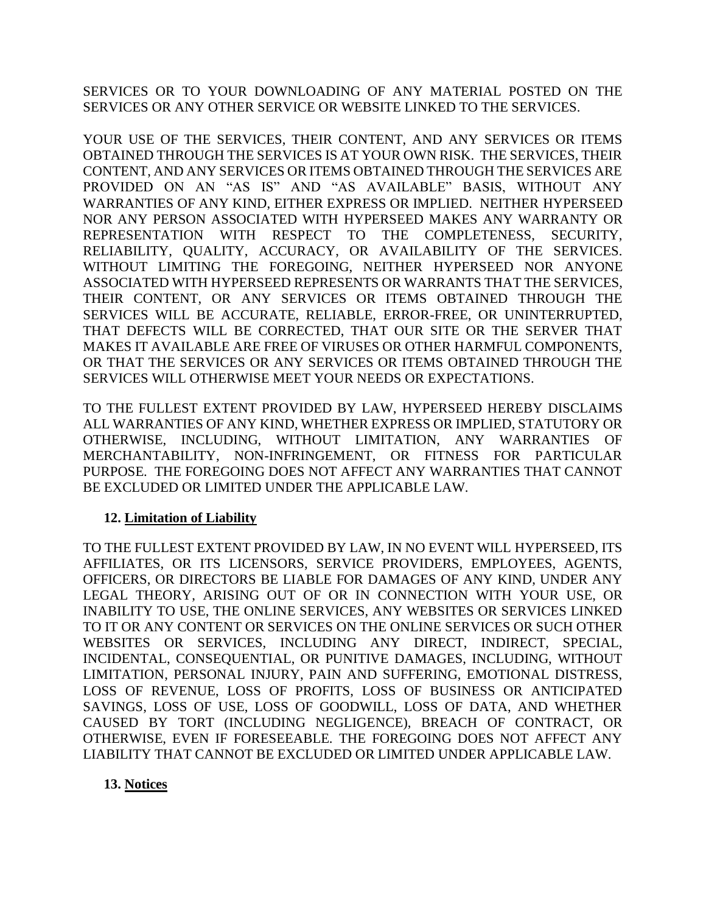SERVICES OR TO YOUR DOWNLOADING OF ANY MATERIAL POSTED ON THE SERVICES OR ANY OTHER SERVICE OR WEBSITE LINKED TO THE SERVICES.

YOUR USE OF THE SERVICES, THEIR CONTENT, AND ANY SERVICES OR ITEMS OBTAINED THROUGH THE SERVICES IS AT YOUR OWN RISK. THE SERVICES, THEIR CONTENT, AND ANY SERVICES OR ITEMS OBTAINED THROUGH THE SERVICES ARE PROVIDED ON AN "AS IS" AND "AS AVAILABLE" BASIS, WITHOUT ANY WARRANTIES OF ANY KIND, EITHER EXPRESS OR IMPLIED. NEITHER HYPERSEED NOR ANY PERSON ASSOCIATED WITH HYPERSEED MAKES ANY WARRANTY OR REPRESENTATION WITH RESPECT TO THE COMPLETENESS, SECURITY, RELIABILITY, QUALITY, ACCURACY, OR AVAILABILITY OF THE SERVICES. WITHOUT LIMITING THE FOREGOING, NEITHER HYPERSEED NOR ANYONE ASSOCIATED WITH HYPERSEED REPRESENTS OR WARRANTS THAT THE SERVICES, THEIR CONTENT, OR ANY SERVICES OR ITEMS OBTAINED THROUGH THE SERVICES WILL BE ACCURATE, RELIABLE, ERROR-FREE, OR UNINTERRUPTED, THAT DEFECTS WILL BE CORRECTED, THAT OUR SITE OR THE SERVER THAT MAKES IT AVAILABLE ARE FREE OF VIRUSES OR OTHER HARMFUL COMPONENTS, OR THAT THE SERVICES OR ANY SERVICES OR ITEMS OBTAINED THROUGH THE SERVICES WILL OTHERWISE MEET YOUR NEEDS OR EXPECTATIONS.

TO THE FULLEST EXTENT PROVIDED BY LAW, HYPERSEED HEREBY DISCLAIMS ALL WARRANTIES OF ANY KIND, WHETHER EXPRESS OR IMPLIED, STATUTORY OR OTHERWISE, INCLUDING, WITHOUT LIMITATION, ANY WARRANTIES OF MERCHANTABILITY, NON-INFRINGEMENT, OR FITNESS FOR PARTICULAR PURPOSE. THE FOREGOING DOES NOT AFFECT ANY WARRANTIES THAT CANNOT BE EXCLUDED OR LIMITED UNDER THE APPLICABLE LAW.

## 12. Limitation of Liability

TO THE FULLEST EXTENT PROVIDED BY LAW, IN NO EVENT WILL HYPERSEED, ITS AFFILIATES, OR ITS LICENSORS, SERVICE PROVIDERS, EMPLOYEES, AGENTS, OFFICERS, OR DIRECTORS BE LIABLE FOR DAMAGES OF ANY KIND, UNDER ANY LEGAL THEORY, ARISING OUT OF OR IN CONNECTION WITH YOUR USE, OR INABILITY TO USE, THE ONLINE SERVICES, ANY WEBSITES OR SERVICES LINKED TO IT OR ANY CONTENT OR SERVICES ON THE ONLINE SERVICES OR SUCH OTHER WEBSITES OR SERVICES, INCLUDING ANY DIRECT, INDIRECT, SPECIAL, INCIDENTAL, CONSEQUENTIAL, OR PUNITIVE DAMAGES, INCLUDING, WITHOUT LIMITATION, PERSONAL INJURY, PAIN AND SUFFERING, EMOTIONAL DISTRESS, LOSS OF REVENUE, LOSS OF PROFITS, LOSS OF BUSINESS OR ANTICIPATED SAVINGS, LOSS OF USE, LOSS OF GOODWILL, LOSS OF DATA, AND WHETHER CAUSED BY TORT (INCLUDING NEGLIGENCE), BREACH OF CONTRACT, OR OTHERWISE, EVEN IF FORESEEABLE. THE FOREGOING DOES NOT AFFECT ANY LIABILITY THAT CANNOT BE EXCLUDED OR LIMITED UNDER APPLICABLE LAW.

## 13. Notices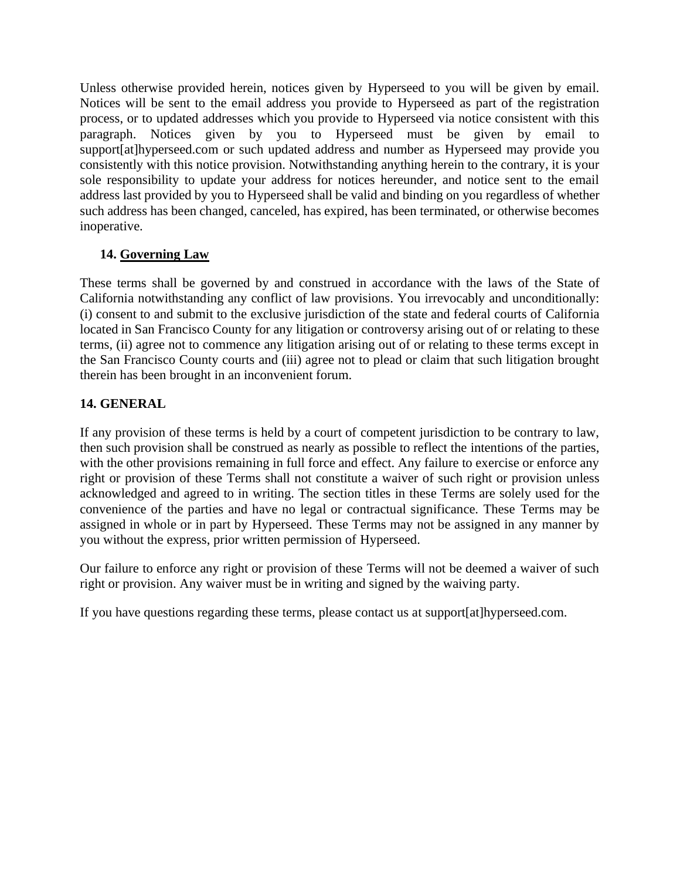Unless otherwise provided herein, notices given by Hyperseed to you will be given by email. Notices will be sent to the email address you provide to Hyperseed as part of the registration process, or to updated addresses which you provide to Hyperseed via notice consistent with this paragraph. Notices given by you to Hyperseed must be given by email to support[at]hyperseed.com or such updated address and number as Hyperseed may provide you consistently with this notice provision. Notwithstanding anything herein to the contrary, it is your sole responsibility to update your address for notices hereunder, and notice sent to the email address last provided by you to Hyperseed shall be valid and binding on you regardless of whether such address has been changed, canceled, has expired, has been terminated, or otherwise becomes inoperative.

## 14. Governing Law

These terms shall be governed by and construed in accordance with the laws of the State of California notwithstanding any conflict of law provisions. You irrevocably and unconditionally: (i) consent to and submit to the exclusive jurisdiction of the state and federal courts of California located in San Francisco County for any litigation or controversy arising out of or relating to these terms, (ii) agree not to commence any litigation arising out of or relating to these terms except in the San Francisco County courts and (iii) agree not to plead or claim that such litigation brought therein has been brought in an inconvenient forum.

## 14. GENERAL

If any provision of these terms is held by a court of competent jurisdiction to be contrary to law, then such provision shall be construed as nearly as possible to reflect the intentions of the parties, with the other provisions remaining in full force and effect. Any failure to exercise or enforce any right or provision of these Terms shall not constitute a waiver of such right or provision unless acknowledged and agreed to in writing. The section titles in these Terms are solely used for the convenience of the parties and have no legal or contractual significance. These Terms may be assigned in whole or in part by Hyperseed. These Terms may not be assigned in any manner by you without the express, prior written permission of Hyperseed.

Our failure to enforce any right or provision of these Terms will not be deemed a waiver of such right or provision. Any waiver must be in writing and signed by the waiving party.

If you have questions regarding these terms, please contact us at support[at]hyperseed.com.